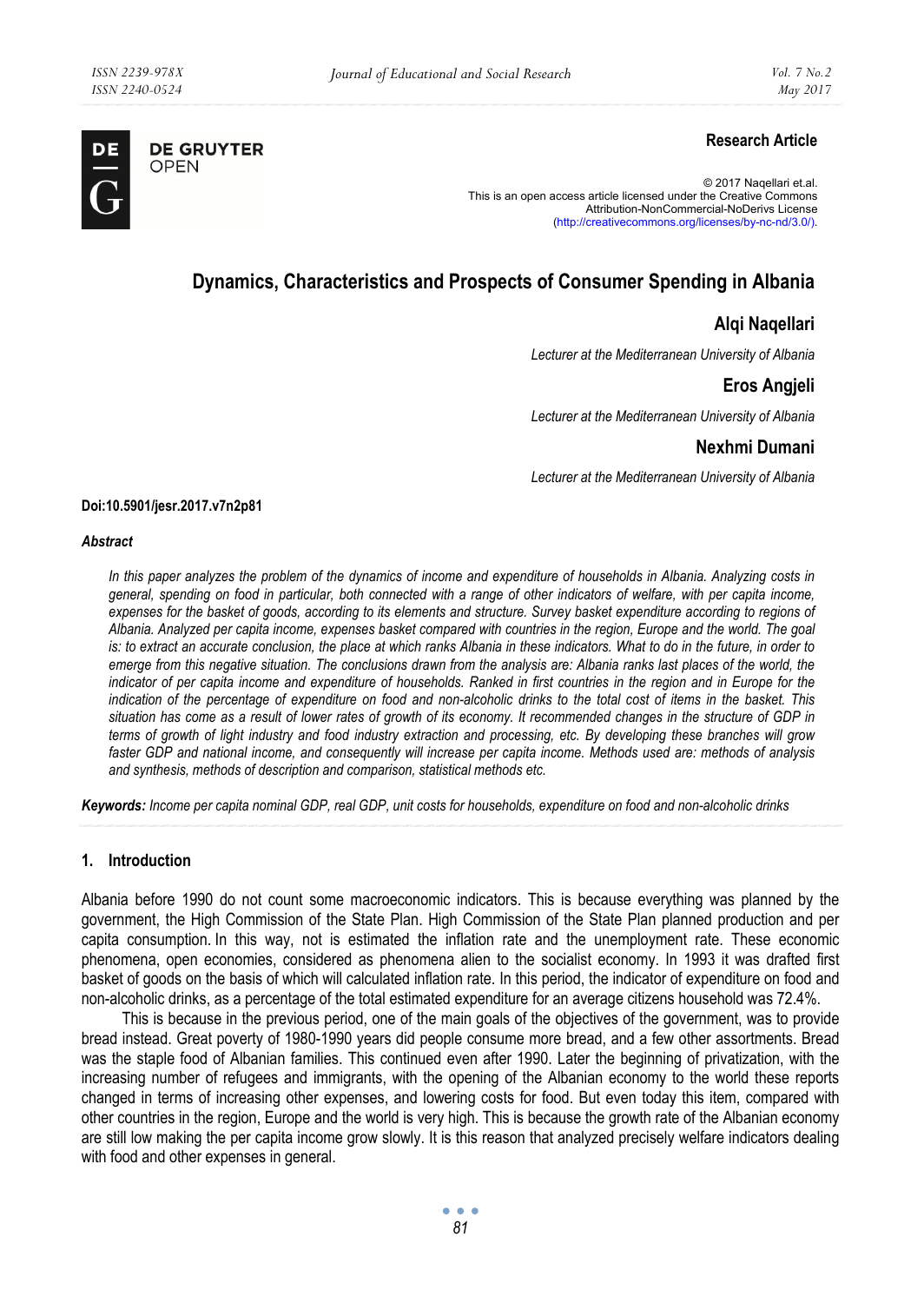**Research Article**

© 2017 Naqellari et.al.
This is an open access article licensed under the Creative Commons Attribution-NonCommercial-NoDerivs License (http://creativecommons.org/licenses/by-nc-nd/3.0/).

# Dynamics, Characteristics and Prospects of Consumer Spending in Albania

**Alqi Naqellari**

*Lecturer at the Mediterranean University of Albania*

**Eros Angjeli**

*Lecturer at the Mediterranean University of Albania*

**Nexhmi Dumani**

*Lecturer at the Mediterranean University of Albania*

**Doi:10.5901/jesr.2017.v7n2p81**

***Abstract***

*In this paper analyzes the problem of the dynamics of income and expenditure of households in Albania. Analyzing costs in general, spending on food in particular, both connected with a range of other indicators of welfare, with per capita income, expenses for the basket of goods, according to its elements and structure. Survey basket expenditure according to regions of Albania. Analyzed per capita income, expenses basket compared with countries in the region, Europe and the world. The goal is: to extract an accurate conclusion, the place at which ranks Albania in these indicators. What to do in the future, in order to emerge from this negative situation. The conclusions drawn from the analysis are: Albania ranks last places of the world, the indicator of per capita income and expenditure of households. Ranked in first countries in the region and in Europe for the indication of the percentage of expenditure on food and non-alcoholic drinks to the total cost of items in the basket. This situation has come as a result of lower rates of growth of its economy. It recommended changes in the structure of GDP in terms of growth of light industry and food industry extraction and processing, etc. By developing these branches will grow faster GDP and national income, and consequently will increase per capita income. Methods used are: methods of analysis and synthesis, methods of description and comparison, statistical methods etc.*

***Keywords:*** *Income per capita nominal GDP, real GDP, unit costs for households, expenditure on food and non-alcoholic drinks*

## 1. Introduction

Albania before 1990 do not count some macroeconomic indicators. This is because everything was planned by the government, the High Commission of the State Plan. High Commission of the State Plan planned production and per capita consumption. In this way, not is estimated the inflation rate and the unemployment rate. These economic phenomena, open economies, considered as phenomena alien to the socialist economy. In 1993 it was drafted first basket of goods on the basis of which will calculated inflation rate. In this period, the indicator of expenditure on food and non-alcoholic drinks, as a percentage of the total estimated expenditure for an average citizens household was 72.4%.

This is because in the previous period, one of the main goals of the objectives of the government, was to provide bread instead. Great poverty of 1980-1990 years did people consume more bread, and a few other assortments. Bread was the staple food of Albanian families. This continued even after 1990. Later the beginning of privatization, with the increasing number of refugees and immigrants, with the opening of the Albanian economy to the world these reports changed in terms of increasing other expenses, and lowering costs for food. But even today this item, compared with other countries in the region, Europe and the world is very high. This is because the growth rate of the Albanian economy are still low making the per capita income grow slowly. It is this reason that analyzed precisely welfare indicators dealing with food and other expenses in general.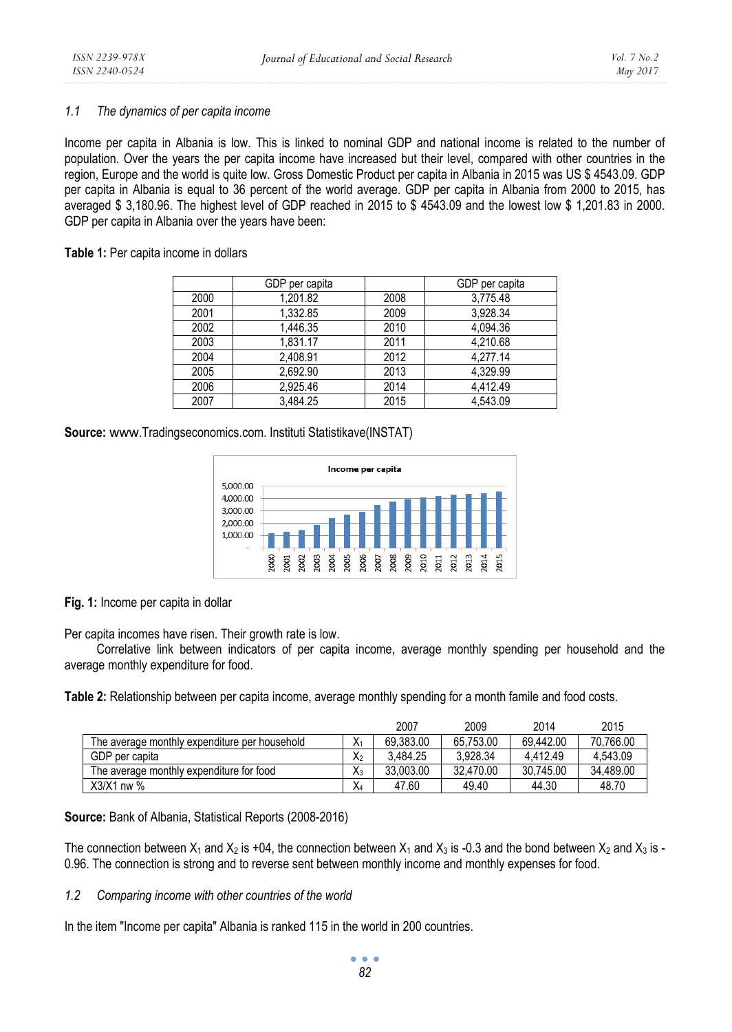### 1.1 *The dynamics of per capita income*

Income per capita in Albania is low. This is linked to nominal GDP and national income is related to the number of population. Over the years the per capita income have increased but their level, compared with other countries in the region, Europe and the world is quite low. Gross Domestic Product per capita in Albania in 2015 was US $ 4543.09. GDP per capita in Albania is equal to 36 percent of the world average. GDP per capita in Albania from 2000 to 2015, has averaged $ 3,180.96. The highest level of GDP reached in 2015 to $ 4543.09 and the lowest low $ 1,201.83 in 2000. GDP per capita in Albania over the years have been:

**Table 1:** Per capita income in dollars

| | GDP per capita | | GDP per capita |
|---|---|---|---|
| 2000 | 1,201.82 | 2008 | 3,775.48 |
| 2001 | 1,332.85 | 2009 | 3,928.34 |
| 2002 | 1,446.35 | 2010 | 4,094.36 |
| 2003 | 1,831.17 | 2011 | 4,210.68 |
| 2004 | 2,408.91 | 2012 | 4,277.14 |
| 2005 | 2,692.90 | 2013 | 4,329.99 |
| 2006 | 2,925.46 | 2014 | 4,412.49 |
| 2007 | 3,484.25 | 2015 | 4,543.09 |

**Source:** www.Tradingseconomics.com. Instituti Statistikave(INSTAT)

**Fig. 1:** Income per capita in dollar

Per capita incomes have risen. Their growth rate is low.

Correlative link between indicators of per capita income, average monthly spending per household and the average monthly expenditure for food.

**Table 2:** Relationship between per capita income, average monthly spending for a month famile and food costs.

| | | 2007 | 2009 | 2014 | 2015 |
|---|---|---|---|---|---|
| The average monthly expenditure per household | $X_1$ | 69,383.00 | 65,753.00 | 69,442.00 | 70,766.00 |
| GDP per capita | $X_2$ | 3,484.25 | 3,928.34 | 4,412.49 | 4,543.09 |
| The average monthly expenditure for food | $X_3$ | 33,003.00 | 32,470.00 | 30,745.00 | 34,489.00 |
| X3/X1 nw % | $X_4$ | 47.60 | 49.40 | 44.30 | 48.70 |

**Source:** Bank of Albania, Statistical Reports (2008-2016)

The connection between $X_1$ and $X_2$ is +04, the connection between $X_1$ and $X_3$ is -0.3 and the bond between $X_2$ and $X_3$ is -0.96. The connection is strong and to reverse sent between monthly income and monthly expenses for food.

### 1.2 *Comparing income with other countries of the world*

In the item "Income per capita" Albania is ranked 115 in the world in 200 countries.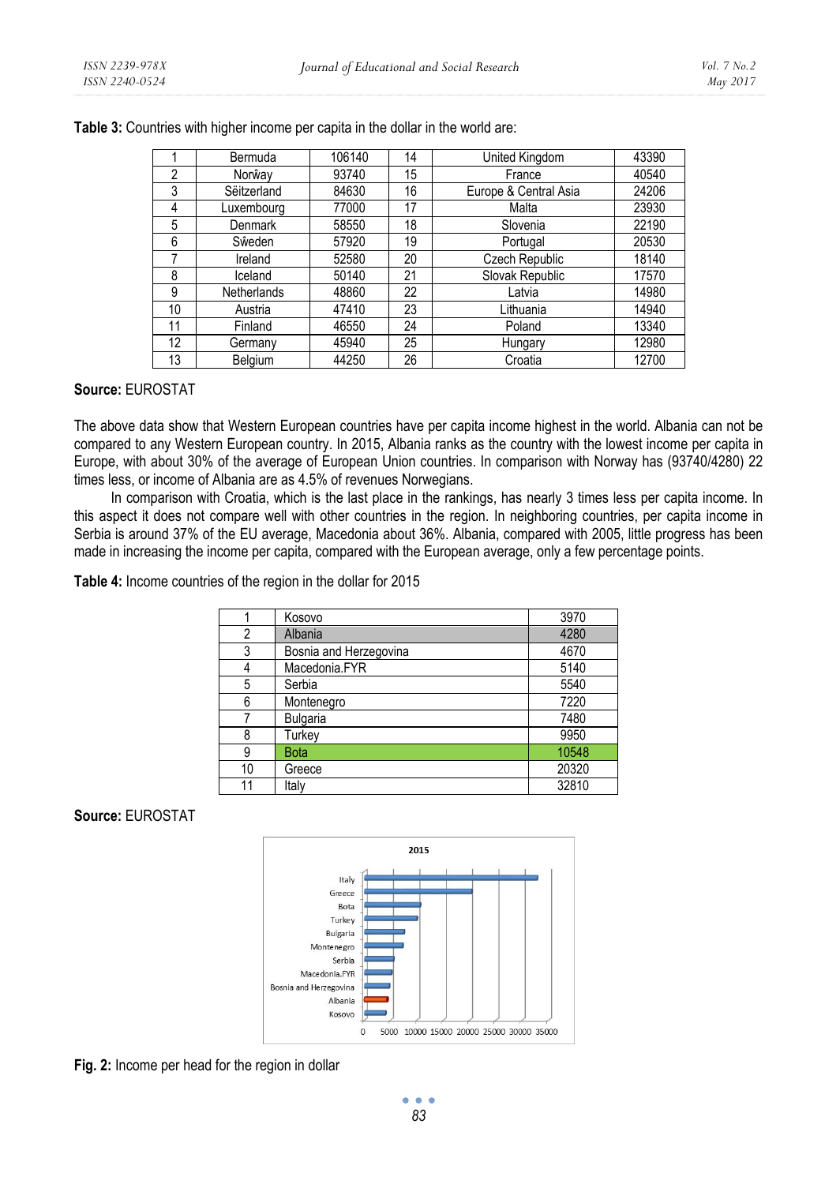**Table 3:** Countries with higher income per capita in the dollar in the world are:

| 1 | Bermuda | 106140 | 14 | United Kingdom | 43390 |
|---|---|---|---|---|---|
| 2 | Norŵay | 93740 | 15 | France | 40540 |
| 3 | Sëitzerland | 84630 | 16 | Europe & Central Asia | 24206 |
| 4 | Luxembourg | 77000 | 17 | Malta | 23930 |
| 5 | Denmark | 58550 | 18 | Slovenia | 22190 |
| 6 | Sŵeden | 57920 | 19 | Portugal | 20530 |
| 7 | Ireland | 52580 | 20 | Czech Republic | 18140 |
| 8 | Iceland | 50140 | 21 | Slovak Republic | 17570 |
| 9 | Netherlands | 48860 | 22 | Latvia | 14980 |
| 10 | Austria | 47410 | 23 | Lithuania | 14940 |
| 11 | Finland | 46550 | 24 | Poland | 13340 |
| 12 | Germany | 45940 | 25 | Hungary | 12980 |
| 13 | Belgium | 44250 | 26 | Croatia | 12700 |

**Source:** EUROSTAT

The above data show that Western European countries have per capita income highest in the world. Albania can not be compared to any Western European country. In 2015, Albania ranks as the country with the lowest income per capita in Europe, with about 30% of the average of European Union countries. In comparison with Norway has (93740/4280) 22 times less, or income of Albania are as 4.5% of revenues Norwegians.

In comparison with Croatia, which is the last place in the rankings, has nearly 3 times less per capita income. In this aspect it does not compare well with other countries in the region. In neighboring countries, per capita income in Serbia is around 37% of the EU average, Macedonia about 36%. Albania, compared with 2005, little progress has been made in increasing the income per capita, compared with the European average, only a few percentage points.

**Table 4:** Income countries of the region in the dollar for 2015

| 1 | Kosovo | 3970 |
|---|---|---|
| 2 | Albania | 4280 |
| 3 | Bosnia and Herzegovina | 4670 |
| 4 | Macedonia.FYR | 5140 |
| 5 | Serbia | 5540 |
| 6 | Montenegro | 7220 |
| 7 | Bulgaria | 7480 |
| 8 | Turkey | 9950 |
| 9 | Bota | 10548 |
| 10 | Greece | 20320 |
| 11 | Italy | 32810 |

**Source:** EUROSTAT

**Fig. 2:** Income per head for the region in dollar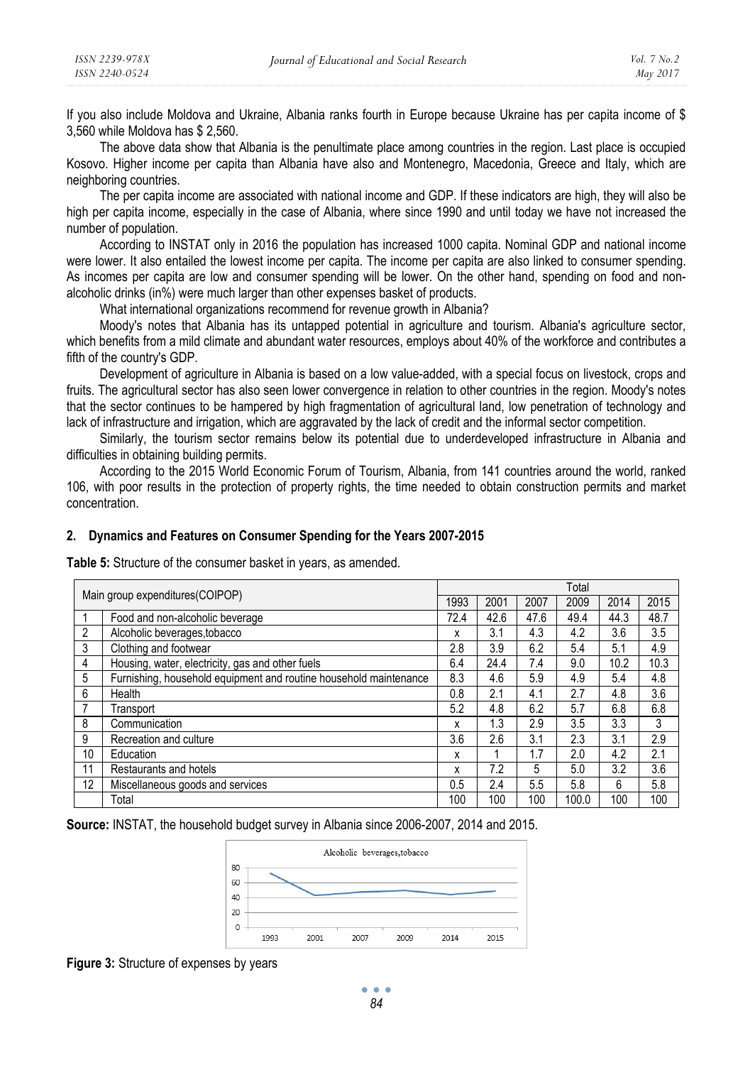If you also include Moldova and Ukraine, Albania ranks fourth in Europe because Ukraine has per capita income of $ 3,560 while Moldova has $ 2,560.

The above data show that Albania is the penultimate place among countries in the region. Last place is occupied Kosovo. Higher income per capita than Albania have also and Montenegro, Macedonia, Greece and Italy, which are neighboring countries.

The per capita income are associated with national income and GDP. If these indicators are high, they will also be high per capita income, especially in the case of Albania, where since 1990 and until today we have not increased the number of population.

According to INSTAT only in 2016 the population has increased 1000 capita. Nominal GDP and national income were lower. It also entailed the lowest income per capita. The income per capita are also linked to consumer spending. As incomes per capita are low and consumer spending will be lower. On the other hand, spending on food and non-alcoholic drinks (in%) were much larger than other expenses basket of products.

What international organizations recommend for revenue growth in Albania?

Moody's notes that Albania has its untapped potential in agriculture and tourism. Albania's agriculture sector, which benefits from a mild climate and abundant water resources, employs about 40% of the workforce and contributes a fifth of the country's GDP.

Development of agriculture in Albania is based on a low value-added, with a special focus on livestock, crops and fruits. The agricultural sector has also seen lower convergence in relation to other countries in the region. Moody's notes that the sector continues to be hampered by high fragmentation of agricultural land, low penetration of technology and lack of infrastructure and irrigation, which are aggravated by the lack of credit and the informal sector competition.

Similarly, the tourism sector remains below its potential due to underdeveloped infrastructure in Albania and difficulties in obtaining building permits.

According to the 2015 World Economic Forum of Tourism, Albania, from 141 countries around the world, ranked 106, with poor results in the protection of property rights, the time needed to obtain construction permits and market concentration.

## 2. Dynamics and Features on Consumer Spending for the Years 2007-2015

**Table 5:** Structure of the consumer basket in years, as amended.

| Main group expenditures(COIPOP) | | Total | | | | | |
|---|---|---|---|---|---|---|---|
| | | 1993 | 2001 | 2007 | 2009 | 2014 | 2015 |
| 1 | Food and non-alcoholic beverage | 72.4 | 42.6 | 47.6 | 49.4 | 44.3 | 48.7 |
| 2 | Alcoholic beverages,tobacco | x | 3.1 | 4.3 | 4.2 | 3.6 | 3.5 |
| 3 | Clothing and footwear | 2.8 | 3.9 | 6.2 | 5.4 | 5.1 | 4.9 |
| 4 | Housing, water, electricity, gas and other fuels | 6.4 | 24.4 | 7.4 | 9.0 | 10.2 | 10.3 |
| 5 | Furnishing, household equipment and routine household maintenance | 8.3 | 4.6 | 5.9 | 4.9 | 5.4 | 4.8 |
| 6 | Health | 0.8 | 2.1 | 4.1 | 2.7 | 4.8 | 3.6 |
| 7 | Transport | 5.2 | 4.8 | 6.2 | 5.7 | 6.8 | 6.8 |
| 8 | Communication | x | 1.3 | 2.9 | 3.5 | 3.3 | 3 |
| 9 | Recreation and culture | 3.6 | 2.6 | 3.1 | 2.3 | 3.1 | 2.9 |
| 10 | Education | x | 1 | 1.7 | 2.0 | 4.2 | 2.1 |
| 11 | Restaurants and hotels | x | 7.2 | 5 | 5.0 | 3.2 | 3.6 |
| 12 | Miscellaneous goods and services | 0.5 | 2.4 | 5.5 | 5.8 | 6 | 5.8 |
| | Total | 100 | 100 | 100 | 100.0 | 100 | 100 |

**Source:** INSTAT, the household budget survey in Albania since 2006-2007, 2014 and 2015.

**Figure 3:** Structure of expenses by years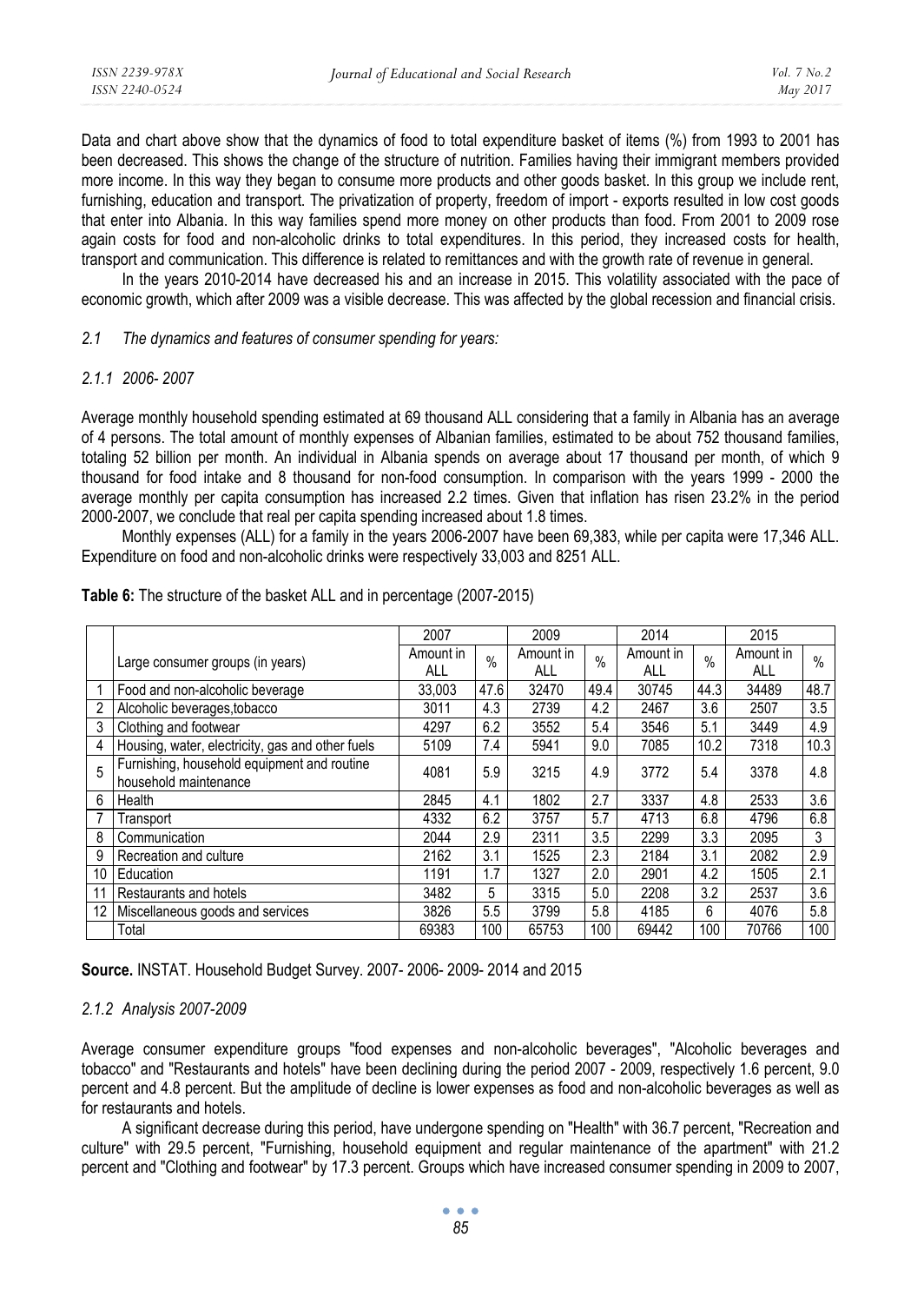Data and chart above show that the dynamics of food to total expenditure basket of items (%) from 1993 to 2001 has been decreased. This shows the change of the structure of nutrition. Families having their immigrant members provided more income. In this way they began to consume more products and other goods basket. In this group we include rent, furnishing, education and transport. The privatization of property, freedom of import - exports resulted in low cost goods that enter into Albania. In this way families spend more money on other products than food. From 2001 to 2009 rose again costs for food and non-alcoholic drinks to total expenditures. In this period, they increased costs for health, transport and communication. This difference is related to remittances and with the growth rate of revenue in general.

In the years 2010-2014 have decreased his and an increase in 2015. This volatility associated with the pace of economic growth, which after 2009 was a visible decrease. This was affected by the global recession and financial crisis.

### *2.1 The dynamics and features of consumer spending for years:*

#### *2.1.1 2006- 2007*

Average monthly household spending estimated at 69 thousand ALL considering that a family in Albania has an average of 4 persons. The total amount of monthly expenses of Albanian families, estimated to be about 752 thousand families, totaling 52 billion per month. An individual in Albania spends on average about 17 thousand per month, of which 9 thousand for food intake and 8 thousand for non-food consumption. In comparison with the years 1999 - 2000 the average monthly per capita consumption has increased 2.2 times. Given that inflation has risen 23.2% in the period 2000-2007, we conclude that real per capita spending increased about 1.8 times.

Monthly expenses (ALL) for a family in the years 2006-2007 have been 69,383, while per capita were 17,346 ALL. Expenditure on food and non-alcoholic drinks were respectively 33,003 and 8251 ALL.

**Table 6:** The structure of the basket ALL and in percentage (2007-2015)

| | | 2007 | | 2009 | | 2014 | | 2015 | |
|---|---|---|---|---|---|---|---|---|---|
| | Large consumer groups (in years) | Amount in ALL | % | Amount in ALL | % | Amount in ALL | % | Amount in ALL | % |
| 1 | Food and non-alcoholic beverage | 33,003 | 47.6 | 32470 | 49.4 | 30745 | 44.3 | 34489 | 48.7 |
| 2 | Alcoholic beverages,tobacco | 3011 | 4.3 | 2739 | 4.2 | 2467 | 3.6 | 2507 | 3.5 |
| 3 | Clothing and footwear | 4297 | 6.2 | 3552 | 5.4 | 3546 | 5.1 | 3449 | 4.9 |
| 4 | Housing, water, electricity, gas and other fuels | 5109 | 7.4 | 5941 | 9.0 | 7085 | 10.2 | 7318 | 10.3 |
| 5 | Furnishing, household equipment and routine household maintenance | 4081 | 5.9 | 3215 | 4.9 | 3772 | 5.4 | 3378 | 4.8 |
| 6 | Health | 2845 | 4.1 | 1802 | 2.7 | 3337 | 4.8 | 2533 | 3.6 |
| 7 | Transport | 4332 | 6.2 | 3757 | 5.7 | 4713 | 6.8 | 4796 | 6.8 |
| 8 | Communication | 2044 | 2.9 | 2311 | 3.5 | 2299 | 3.3 | 2095 | 3 |
| 9 | Recreation and culture | 2162 | 3.1 | 1525 | 2.3 | 2184 | 3.1 | 2082 | 2.9 |
| 10 | Education | 1191 | 1.7 | 1327 | 2.0 | 2901 | 4.2 | 1505 | 2.1 |
| 11 | Restaurants and hotels | 3482 | 5 | 3315 | 5.0 | 2208 | 3.2 | 2537 | 3.6 |
| 12 | Miscellaneous goods and services | 3826 | 5.5 | 3799 | 5.8 | 4185 | 6 | 4076 | 5.8 |
| | Total | 69383 | 100 | 65753 | 100 | 69442 | 100 | 70766 | 100 |

**Source.** INSTAT. Household Budget Survey. 2007- 2006- 2009- 2014 and 2015

#### *2.1.2 Analysis 2007-2009*

Average consumer expenditure groups "food expenses and non-alcoholic beverages", "Alcoholic beverages and tobacco" and "Restaurants and hotels" have been declining during the period 2007 - 2009, respectively 1.6 percent, 9.0 percent and 4.8 percent. But the amplitude of decline is lower expenses as food and non-alcoholic beverages as well as for restaurants and hotels.

A significant decrease during this period, have undergone spending on "Health" with 36.7 percent, "Recreation and culture" with 29.5 percent, "Furnishing, household equipment and regular maintenance of the apartment" with 21.2 percent and "Clothing and footwear" by 17.3 percent. Groups which have increased consumer spending in 2009 to 2007,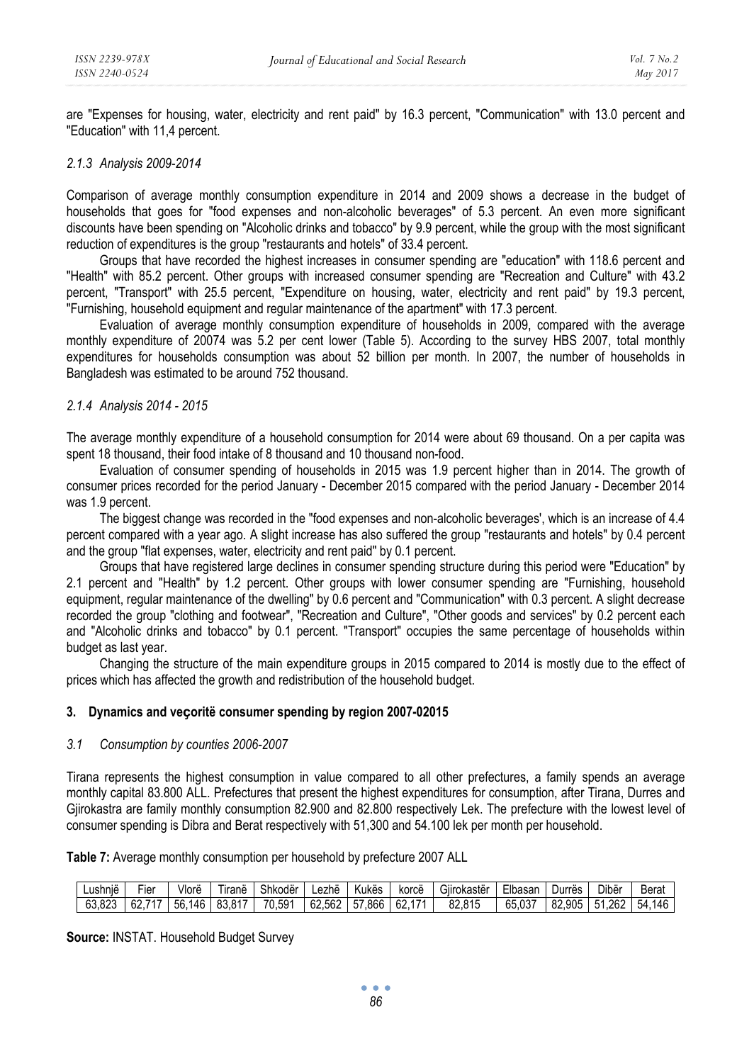are "Expenses for housing, water, electricity and rent paid" by 16.3 percent, "Communication" with 13.0 percent and "Education" with 11,4 percent.

### *2.1.3 Analysis 2009-2014*

Comparison of average monthly consumption expenditure in 2014 and 2009 shows a decrease in the budget of households that goes for "food expenses and non-alcoholic beverages" of 5.3 percent. An even more significant discounts have been spending on "Alcoholic drinks and tobacco" by 9.9 percent, while the group with the most significant reduction of expenditures is the group "restaurants and hotels" of 33.4 percent.

Groups that have recorded the highest increases in consumer spending are "education" with 118.6 percent and "Health" with 85.2 percent. Other groups with increased consumer spending are "Recreation and Culture" with 43.2 percent, "Transport" with 25.5 percent, "Expenditure on housing, water, electricity and rent paid" by 19.3 percent, "Furnishing, household equipment and regular maintenance of the apartment" with 17.3 percent.

Evaluation of average monthly consumption expenditure of households in 2009, compared with the average monthly expenditure of 20074 was 5.2 per cent lower (Table 5). According to the survey HBS 2007, total monthly expenditures for households consumption was about 52 billion per month. In 2007, the number of households in Bangladesh was estimated to be around 752 thousand.

### *2.1.4 Analysis 2014 - 2015*

The average monthly expenditure of a household consumption for 2014 were about 69 thousand. On a per capita was spent 18 thousand, their food intake of 8 thousand and 10 thousand non-food.

Evaluation of consumer spending of households in 2015 was 1.9 percent higher than in 2014. The growth of consumer prices recorded for the period January - December 2015 compared with the period January - December 2014 was 1.9 percent.

The biggest change was recorded in the "food expenses and non-alcoholic beverages', which is an increase of 4.4 percent compared with a year ago. A slight increase has also suffered the group "restaurants and hotels" by 0.4 percent and the group "flat expenses, water, electricity and rent paid" by 0.1 percent.

Groups that have registered large declines in consumer spending structure during this period were "Education" by 2.1 percent and "Health" by 1.2 percent. Other groups with lower consumer spending are "Furnishing, household equipment, regular maintenance of the dwelling" by 0.6 percent and "Communication" with 0.3 percent. A slight decrease recorded the group "clothing and footwear", "Recreation and Culture", "Other goods and services" by 0.2 percent each and "Alcoholic drinks and tobacco" by 0.1 percent. "Transport" occupies the same percentage of households within budget as last year.

Changing the structure of the main expenditure groups in 2015 compared to 2014 is mostly due to the effect of prices which has affected the growth and redistribution of the household budget.

## 3. Dynamics and veçoritë consumer spending by region 2007-02015

### *3.1 Consumption by counties 2006-2007*

Tirana represents the highest consumption in value compared to all other prefectures, a family spends an average monthly capital 83.800 ALL. Prefectures that present the highest expenditures for consumption, after Tirana, Durres and Gjirokastra are family monthly consumption 82.900 and 82.800 respectively Lek. The prefecture with the lowest level of consumer spending is Dibra and Berat respectively with 51,300 and 54.100 lek per month per household.

**Table 7:** Average monthly consumption per household by prefecture 2007 ALL

| Lushnjë | Fier | Vlorë | Tiranë | Shkodër | Lezhë | Kukës | korcë | Gjirokastër | Elbasan | Durrës | Dibër | Berat |
|---|---|---|---|---|---|---|---|---|---|---|---|---|
| 63,823 | 62,717 | 56,146 | 83,817 | 70,591 | 62,562 | 57,866 | 62,171 | 82,815 | 65,037 | 82,905 | 51,262 | 54,146 |

**Source:** INSTAT. Household Budget Survey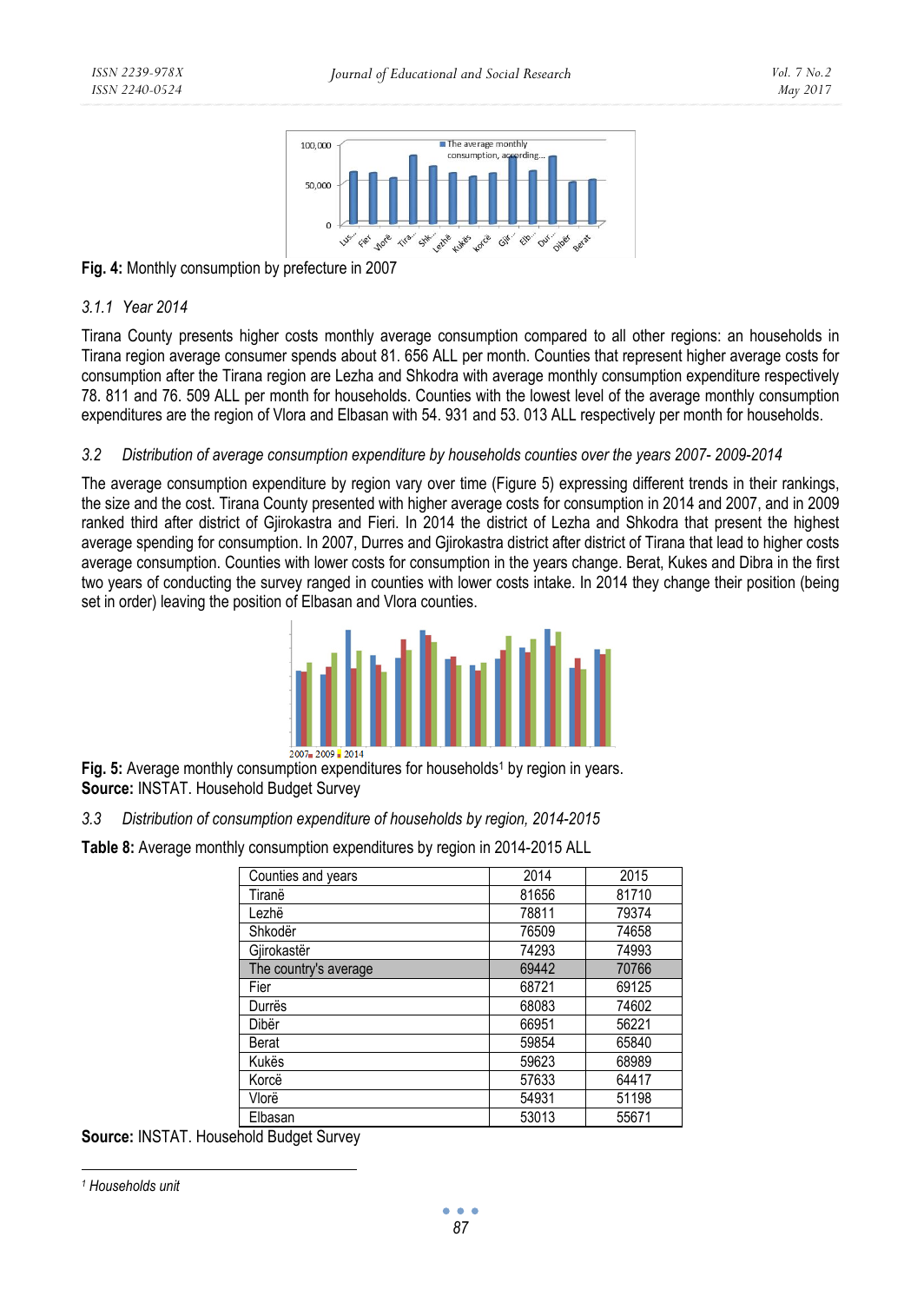**Fig. 4:** Monthly consumption by prefecture in 2007

### 3.1.1 Year 2014

Tirana County presents higher costs monthly average consumption compared to all other regions: an households in Tirana region average consumer spends about 81. 656 ALL per month. Counties that represent higher average costs for consumption after the Tirana region are Lezha and Shkodra with average monthly consumption expenditure respectively 78. 811 and 76. 509 ALL per month for households. Counties with the lowest level of the average monthly consumption expenditures are the region of Vlora and Elbasan with 54. 931 and 53. 013 ALL respectively per month for households.

### 3.2 Distribution of average consumption expenditure by households counties over the years 2007- 2009-2014

The average consumption expenditure by region vary over time (Figure 5) expressing different trends in their rankings, the size and the cost. Tirana County presented with higher average costs for consumption in 2014 and 2007, and in 2009 ranked third after district of Gjirokastra and Fieri. In 2014 the district of Lezha and Shkodra that present the highest average spending for consumption. In 2007, Durres and Gjirokastra district after district of Tirana that lead to higher costs average consumption. Counties with lower costs for consumption in the years change. Berat, Kukes and Dibra in the first two years of conducting the survey ranged in counties with lower costs intake. In 2014 they change their position (being set in order) leaving the position of Elbasan and Vlora counties.

**Fig. 5:** Average monthly consumption expenditures for households[1] by region in years.
**Source:** INSTAT. Household Budget Survey

### 3.3 Distribution of consumption expenditure of households by region, 2014-2015

**Table 8:** Average monthly consumption expenditures by region in 2014-2015 ALL

| Counties and years | 2014 | 2015 |
|---|---|---|
| Tiranë | 81656 | 81710 |
| Lezhë | 78811 | 79374 |
| Shkodër | 76509 | 74658 |
| Gjirokastër | 74293 | 74993 |
| The country's average | 69442 | 70766 |
| Fier | 68721 | 69125 |
| Durrës | 68083 | 74602 |
| Dibër | 66951 | 56221 |
| Berat | 59854 | 65840 |
| Kukës | 59623 | 68989 |
| Korcë | 57633 | 64417 |
| Vlorë | 54931 | 51198 |
| Elbasan | 53013 | 55671 |

**Source:** INSTAT. Household Budget Survey

[1] *Households unit*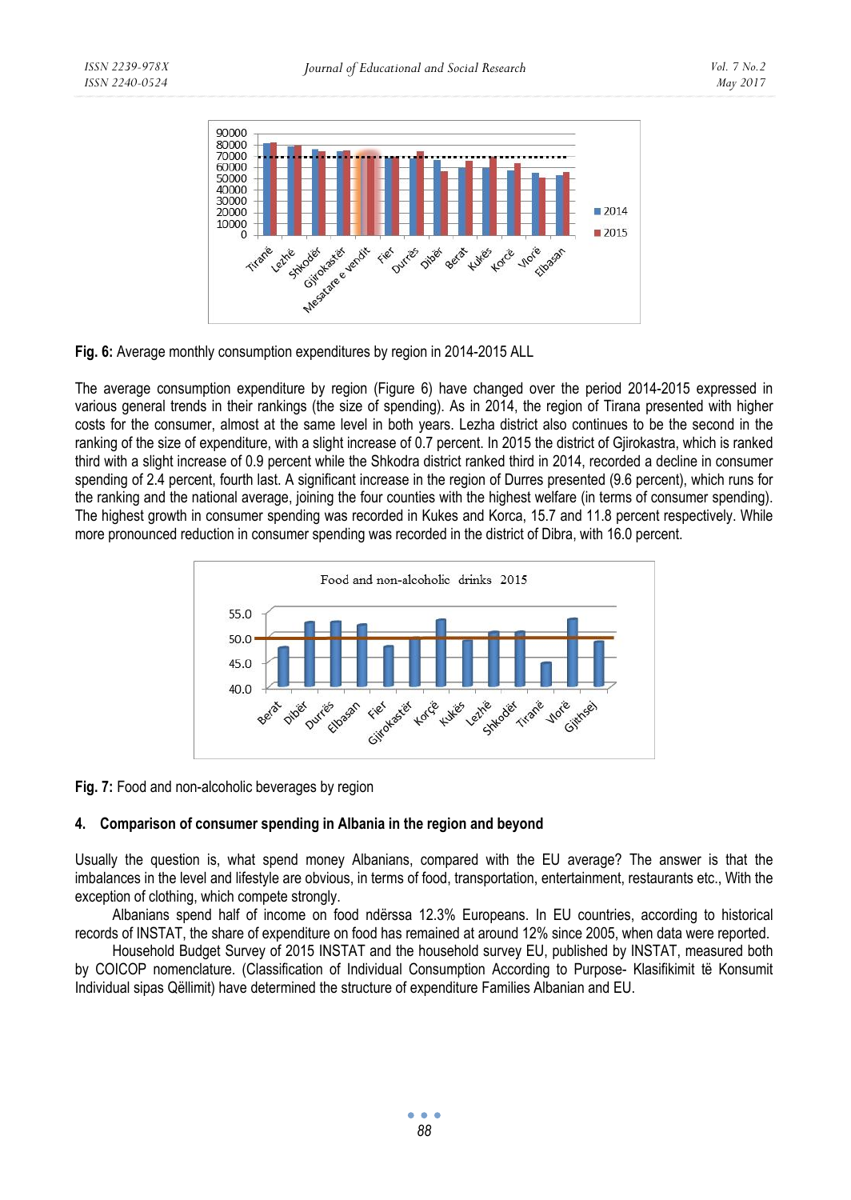**Fig. 6:** Average monthly consumption expenditures by region in 2014-2015 ALL

The average consumption expenditure by region (Figure 6) have changed over the period 2014-2015 expressed in various general trends in their rankings (the size of spending). As in 2014, the region of Tirana presented with higher costs for the consumer, almost at the same level in both years. Lezha district also continues to be the second in the ranking of the size of expenditure, with a slight increase of 0.7 percent. In 2015 the district of Gjirokastra, which is ranked third with a slight increase of 0.9 percent while the Shkodra district ranked third in 2014, recorded a decline in consumer spending of 2.4 percent, fourth last. A significant increase in the region of Durres presented (9.6 percent), which runs for the ranking and the national average, joining the four counties with the highest welfare (in terms of consumer spending). The highest growth in consumer spending was recorded in Kukes and Korca, 15.7 and 11.8 percent respectively. While more pronounced reduction in consumer spending was recorded in the district of Dibra, with 16.0 percent.

**Fig. 7:** Food and non-alcoholic beverages by region

## 4. Comparison of consumer spending in Albania in the region and beyond

Usually the question is, what spend money Albanians, compared with the EU average? The answer is that the imbalances in the level and lifestyle are obvious, in terms of food, transportation, entertainment, restaurants etc., With the exception of clothing, which compete strongly.

Albanians spend half of income on food ndërssa 12.3% Europeans. In EU countries, according to historical records of INSTAT, the share of expenditure on food has remained at around 12% since 2005, when data were reported.

Household Budget Survey of 2015 INSTAT and the household survey EU, published by INSTAT, measured both by COICOP nomenclature. (Classification of Individual Consumption According to Purpose- Klasifikimit të Konsumit Individual sipas Qëllimit) have determined the structure of expenditure Families Albanian and EU.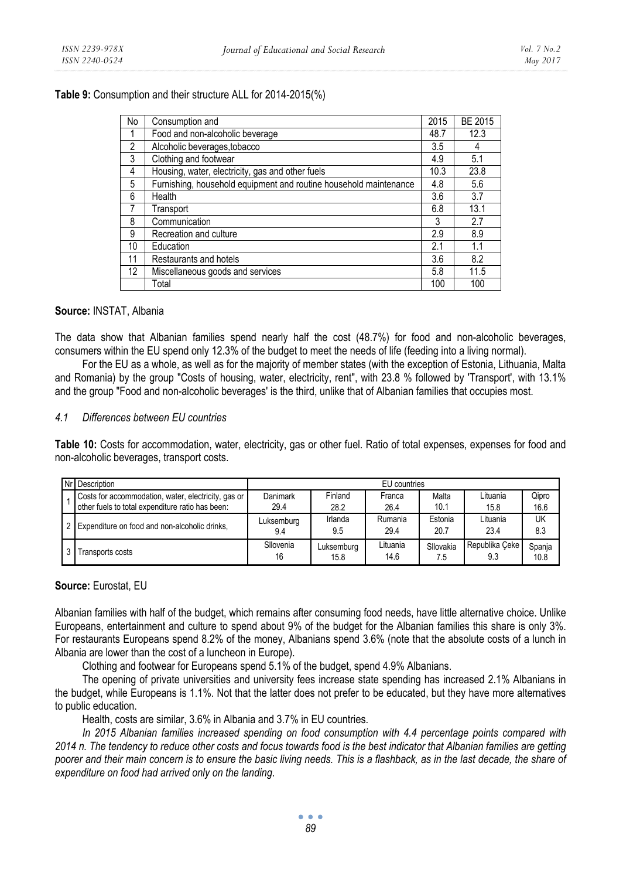**Table 9:** Consumption and their structure ALL for 2014-2015(%)

| No | Consumption and | 2015 | BE 2015 |
|---|---|---|---|
| 1 | Food and non-alcoholic beverage | 48.7 | 12.3 |
| 2 | Alcoholic beverages,tobacco | 3.5 | 4 |
| 3 | Clothing and footwear | 4.9 | 5.1 |
| 4 | Housing, water, electricity, gas and other fuels | 10.3 | 23.8 |
| 5 | Furnishing, household equipment and routine household maintenance | 4.8 | 5.6 |
| 6 | Health | 3.6 | 3.7 |
| 7 | Transport | 6.8 | 13.1 |
| 8 | Communication | 3 | 2.7 |
| 9 | Recreation and culture | 2.9 | 8.9 |
| 10 | Education | 2.1 | 1.1 |
| 11 | Restaurants and hotels | 3.6 | 8.2 |
| 12 | Miscellaneous goods and services | 5.8 | 11.5 |
| | Total | 100 | 100 |

**Source:** INSTAT, Albania

The data show that Albanian families spend nearly half the cost (48.7%) for food and non-alcoholic beverages, consumers within the EU spend only 12.3% of the budget to meet the needs of life (feeding into a living normal).

For the EU as a whole, as well as for the majority of member states (with the exception of Estonia, Lithuania, Malta and Romania) by the group "Costs of housing, water, electricity, rent", with 23.8 % followed by 'Transport', with 13.1% and the group "Food and non-alcoholic beverages' is the third, unlike that of Albanian families that occupies most.

### *4.1 Differences between EU countries*

**Table 10:** Costs for accommodation, water, electricity, gas or other fuel. Ratio of total expenses, expenses for food and non-alcoholic beverages, transport costs.

| Nr | Description | EU countries | | | | | |
|---|---|---|---|---|---|---|---|
| 1 | Costs for accommodation, water, electricity, gas or other fuels to total expenditure ratio has been: | Danimark 29.4 | Finland 28.2 | Franca 26.4 | Malta 10.1 | Lituania 15.8 | Qipro 16.6 |
| 2 | Expenditure on food and non-alcoholic drinks, | Luksemburg 9.4 | Irlanda 9.5 | Rumania 29.4 | Estonia 20.7 | Lituania 23.4 | UK 8.3 |
| 3 | Transports costs | Sllovenia 16 | Luksemburg 15.8 | Lituania 14.6 | Sllovakia 7.5 | Republika Çeke 9.3 | Spanja 10.8 |

**Source:** Eurostat, EU

Albanian families with half of the budget, which remains after consuming food needs, have little alternative choice. Unlike Europeans, entertainment and culture to spend about 9% of the budget for the Albanian families this share is only 3%. For restaurants Europeans spend 8.2% of the money, Albanians spend 3.6% (note that the absolute costs of a lunch in Albania are lower than the cost of a luncheon in Europe).

Clothing and footwear for Europeans spend 5.1% of the budget, spend 4.9% Albanians.

The opening of private universities and university fees increase state spending has increased 2.1% Albanians in the budget, while Europeans is 1.1%. Not that the latter does not prefer to be educated, but they have more alternatives to public education.

Health, costs are similar, 3.6% in Albania and 3.7% in EU countries.

*In 2015 Albanian families increased spending on food consumption with 4.4 percentage points compared with 2014 n. The tendency to reduce other costs and focus towards food is the best indicator that Albanian families are getting poorer and their main concern is to ensure the basic living needs. This is a flashback, as in the last decade, the share of expenditure on food had arrived only on the landing.*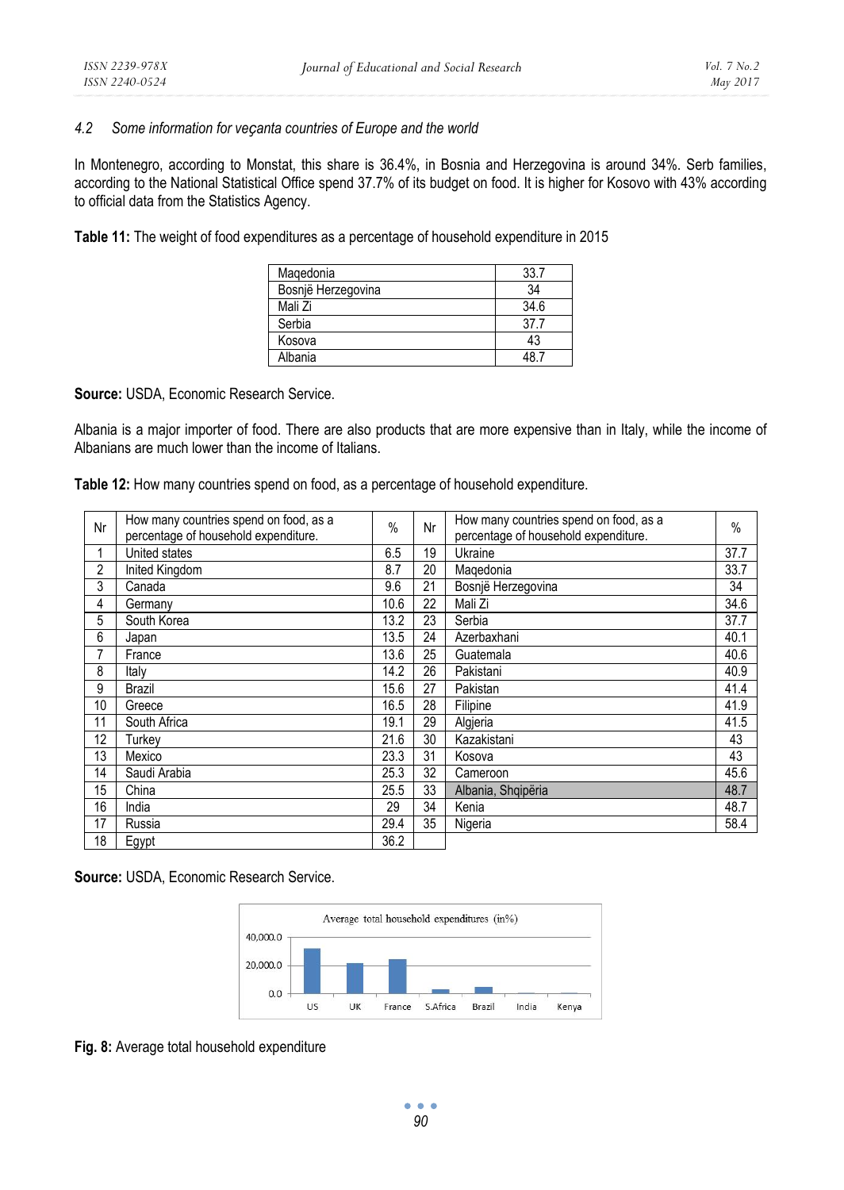### 4.2 Some information for veçanta countries of Europe and the world

In Montenegro, according to Monstat, this share is 36.4%, in Bosnia and Herzegovina is around 34%. Serb families, according to the National Statistical Office spend 37.7% of its budget on food. It is higher for Kosovo with 43% according to official data from the Statistics Agency.

**Table 11:** The weight of food expenditures as a percentage of household expenditure in 2015

| | |
|---|---|
| Maqedonia | 33.7 |
| Bosnjë Herzegovina | 34 |
| Mali Zi | 34.6 |
| Serbia | 37.7 |
| Kosova | 43 |
| Albania | 48.7 |

**Source:** USDA, Economic Research Service.

Albania is a major importer of food. There are also products that are more expensive than in Italy, while the income of Albanians are much lower than the income of Italians.

**Table 12:** How many countries spend on food, as a percentage of household expenditure.

| Nr | How many countries spend on food, as a percentage of household expenditure. | % | Nr | How many countries spend on food, as a percentage of household expenditure. | % |
|---|---|---|---|---|---|
| 1 | United states | 6.5 | 19 | Ukraine | 37.7 |
| 2 | Inited Kingdom | 8.7 | 20 | Maqedonia | 33.7 |
| 3 | Canada | 9.6 | 21 | Bosnjë Herzegovina | 34 |
| 4 | Germany | 10.6 | 22 | Mali Zi | 34.6 |
| 5 | South Korea | 13.2 | 23 | Serbia | 37.7 |
| 6 | Japan | 13.5 | 24 | Azerbaxhani | 40.1 |
| 7 | France | 13.6 | 25 | Guatemala | 40.6 |
| 8 | Italy | 14.2 | 26 | Pakistani | 40.9 |
| 9 | Brazil | 15.6 | 27 | Pakistan | 41.4 |
| 10 | Greece | 16.5 | 28 | Filipine | 41.9 |
| 11 | South Africa | 19.1 | 29 | Algjeria | 41.5 |
| 12 | Turkey | 21.6 | 30 | Kazakistani | 43 |
| 13 | Mexico | 23.3 | 31 | Kosova | 43 |
| 14 | Saudi Arabia | 25.3 | 32 | Cameroon | 45.6 |
| 15 | China | 25.5 | 33 | Albania, Shqipëria | 48.7 |
| 16 | India | 29 | 34 | Kenia | 48.7 |
| 17 | Russia | 29.4 | 35 | Nigeria | 58.4 |
| 18 | Egypt | 36.2 | | | |

**Source:** USDA, Economic Research Service.

**Fig. 8:** Average total household expenditure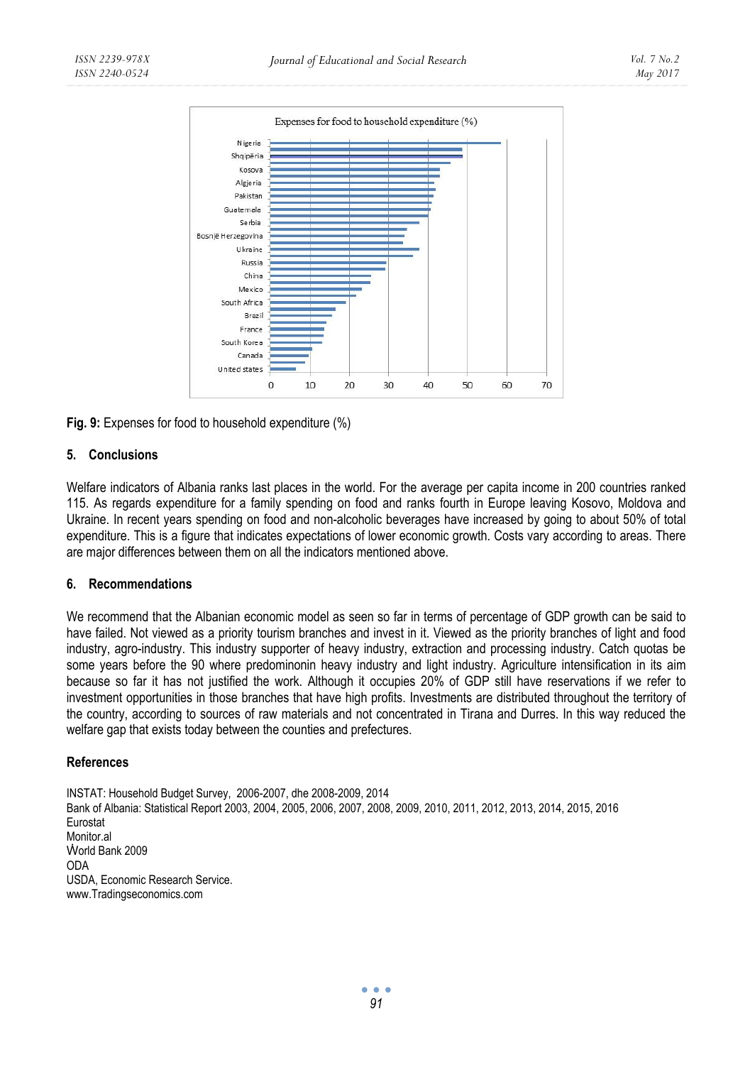Expenses for food to household expenditure (%)

Nigeria
Shqipëria
Kosova
Algjeria
Pakistan
Guatemala
Serbia
Bosnjë Herzegovina
Ukraine
Russia
China
Mexico
South Africa
Brazil
France
South Korea
Canada
United states

0 10 20 30 40 50 60 70

**Fig. 9:** Expenses for food to household expenditure (%)

## 5. Conclusions

Welfare indicators of Albania ranks last places in the world. For the average per capita income in 200 countries ranked 115. As regards expenditure for a family spending on food and ranks fourth in Europe leaving Kosovo, Moldova and Ukraine. In recent years spending on food and non-alcoholic beverages have increased by going to about 50% of total expenditure. This is a figure that indicates expectations of lower economic growth. Costs vary according to areas. There are major differences between them on all the indicators mentioned above.

## 6. Recommendations

We recommend that the Albanian economic model as seen so far in terms of percentage of GDP growth can be said to have failed. Not viewed as a priority tourism branches and invest in it. Viewed as the priority branches of light and food industry, agro-industry. This industry supporter of heavy industry, extraction and processing industry. Catch quotas be some years before the 90 where predominonin heavy industry and light industry. Agriculture intensification in its aim because so far it has not justified the work. Although it occupies 20% of GDP still have reservations if we refer to investment opportunities in those branches that have high profits. Investments are distributed throughout the territory of the country, according to sources of raw materials and not concentrated in Tirana and Durres. In this way reduced the welfare gap that exists today between the counties and prefectures.

## References

INSTAT: Household Budget Survey, 2006-2007, dhe 2008-2009, 2014
Bank of Albania: Statistical Report 2003, 2004, 2005, 2006, 2007, 2008, 2009, 2010, 2011, 2012, 2013, 2014, 2015, 2016
Eurostat
Monitor.al
World Bank 2009
ODA
USDA, Economic Research Service.
www.Tradingseconomics.com